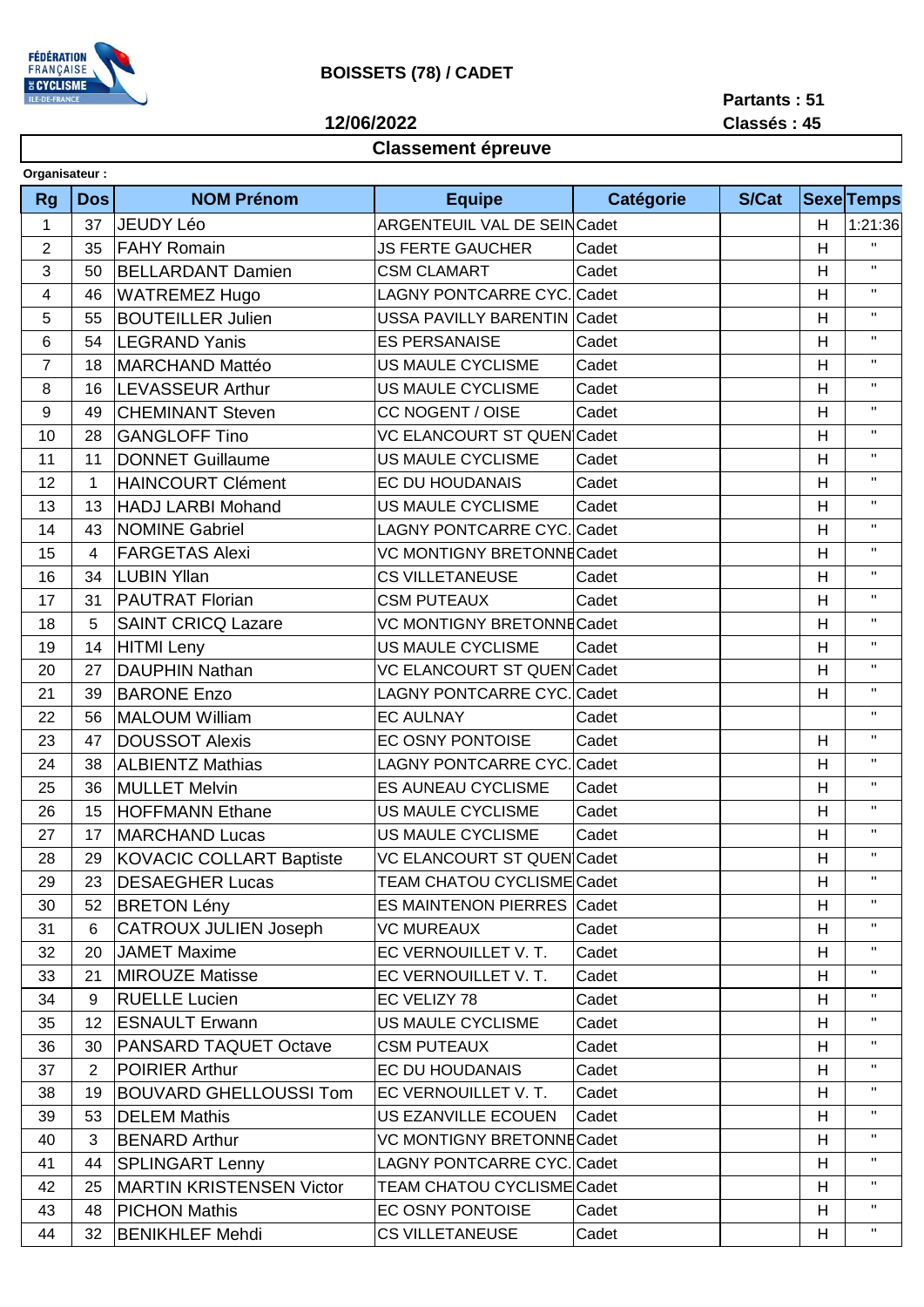FÉDÉRATION FRANÇAISE DE CYCLISME ILE-DE-FRANCE

**BOISSETS (78) / CADET**

**12/06/2022**

**Partants : 51**
**Classés : 45**

## Classement épreuve

**Organisateur :**

| Rg | Dos | NOM Prénom | Equipe | Catégorie | S/Cat | Sexe | Temps |
|---|---|---|---|---|---|---|---|
| 1 | 37 | JEUDY Léo | ARGENTEUIL VAL DE SEIN | Cadet | | H | 1:21:36 |
| 2 | 35 | FAHY Romain | JS FERTE GAUCHER | Cadet | | H | " |
| 3 | 50 | BELLARDANT Damien | CSM CLAMART | Cadet | | H | " |
| 4 | 46 | WATREMEZ Hugo | LAGNY PONTCARRE CYC. | Cadet | | H | " |
| 5 | 55 | BOUTEILLER Julien | USSA PAVILLY BARENTIN | Cadet | | H | " |
| 6 | 54 | LEGRAND Yanis | ES PERSANAISE | Cadet | | H | " |
| 7 | 18 | MARCHAND Mattéo | US MAULE CYCLISME | Cadet | | H | " |
| 8 | 16 | LEVASSEUR Arthur | US MAULE CYCLISME | Cadet | | H | " |
| 9 | 49 | CHEMINANT Steven | CC NOGENT / OISE | Cadet | | H | " |
| 10 | 28 | GANGLOFF Tino | VC ELANCOURT ST QUEN | Cadet | | H | " |
| 11 | 11 | DONNET Guillaume | US MAULE CYCLISME | Cadet | | H | " |
| 12 | 1 | HAINCOURT Clément | EC DU HOUDANAIS | Cadet | | H | " |
| 13 | 13 | HADJ LARBI Mohand | US MAULE CYCLISME | Cadet | | H | " |
| 14 | 43 | NOMINE Gabriel | LAGNY PONTCARRE CYC. | Cadet | | H | " |
| 15 | 4 | FARGETAS Alexi | VC MONTIGNY BRETONNE | Cadet | | H | " |
| 16 | 34 | LUBIN Yllan | CS VILLETANEUSE | Cadet | | H | " |
| 17 | 31 | PAUTRAT Florian | CSM PUTEAUX | Cadet | | H | " |
| 18 | 5 | SAINT CRICQ Lazare | VC MONTIGNY BRETONNE | Cadet | | H | " |
| 19 | 14 | HITMI Leny | US MAULE CYCLISME | Cadet | | H | " |
| 20 | 27 | DAUPHIN Nathan | VC ELANCOURT ST QUEN | Cadet | | H | " |
| 21 | 39 | BARONE Enzo | LAGNY PONTCARRE CYC. | Cadet | | H | " |
| 22 | 56 | MALOUM William | EC AULNAY | Cadet | | | " |
| 23 | 47 | DOUSSOT Alexis | EC OSNY PONTOISE | Cadet | | H | " |
| 24 | 38 | ALBIENTZ Mathias | LAGNY PONTCARRE CYC. | Cadet | | H | " |
| 25 | 36 | MULLET Melvin | ES AUNEAU CYCLISME | Cadet | | H | " |
| 26 | 15 | HOFFMANN Ethane | US MAULE CYCLISME | Cadet | | H | " |
| 27 | 17 | MARCHAND Lucas | US MAULE CYCLISME | Cadet | | H | " |
| 28 | 29 | KOVACIC COLLART Baptiste | VC ELANCOURT ST QUEN | Cadet | | H | " |
| 29 | 23 | DESAEGHER Lucas | TEAM CHATOU CYCLISME | Cadet | | H | " |
| 30 | 52 | BRETON Lény | ES MAINTENON PIERRES | Cadet | | H | " |
| 31 | 6 | CATROUX JULIEN Joseph | VC MUREAUX | Cadet | | H | " |
| 32 | 20 | JAMET Maxime | EC VERNOUILLET V. T. | Cadet | | H | " |
| 33 | 21 | MIROUZE Matisse | EC VERNOUILLET V. T. | Cadet | | H | " |
| 34 | 9 | RUELLE Lucien | EC VELIZY 78 | Cadet | | H | " |
| 35 | 12 | ESNAULT Erwann | US MAULE CYCLISME | Cadet | | H | " |
| 36 | 30 | PANSARD TAQUET Octave | CSM PUTEAUX | Cadet | | H | " |
| 37 | 2 | POIRIER Arthur | EC DU HOUDANAIS | Cadet | | H | " |
| 38 | 19 | BOUVARD GHELLOUSSI Tom | EC VERNOUILLET V. T. | Cadet | | H | " |
| 39 | 53 | DELEM Mathis | US EZANVILLE ECOUEN | Cadet | | H | " |
| 40 | 3 | BENARD Arthur | VC MONTIGNY BRETONNE | Cadet | | H | " |
| 41 | 44 | SPLINGART Lenny | LAGNY PONTCARRE CYC. | Cadet | | H | " |
| 42 | 25 | MARTIN KRISTENSEN Victor | TEAM CHATOU CYCLISME | Cadet | | H | " |
| 43 | 48 | PICHON Mathis | EC OSNY PONTOISE | Cadet | | H | " |
| 44 | 32 | BENIKHLEF Mehdi | CS VILLETANEUSE | Cadet | | H | " |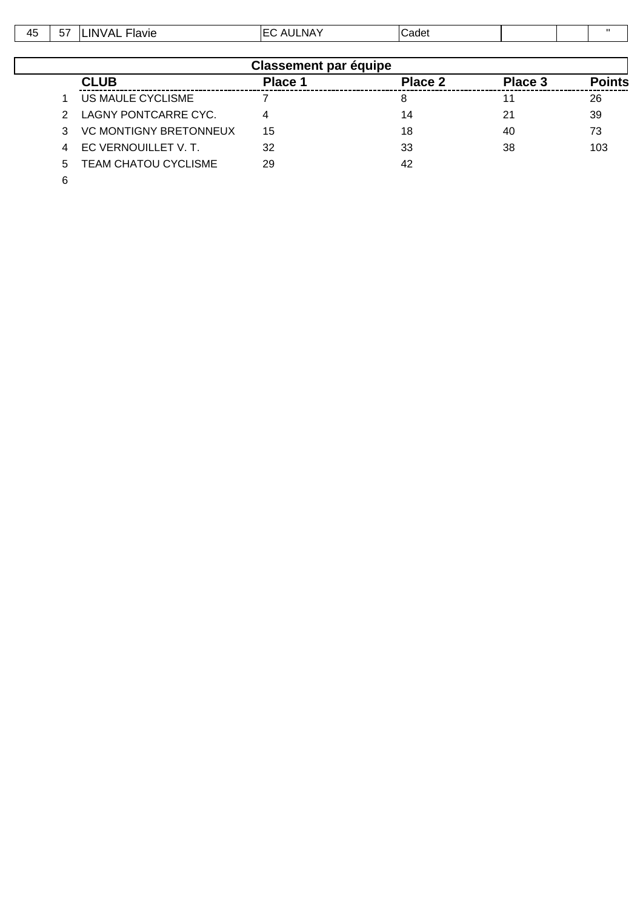| | | | | | | | |
|---|---|---|---|---|---|---|---|
| 45 | 57 | LINVAL Flavie | EC AULNAY | Cadet | | | " |

## Classement par équipe

| | CLUB | Place 1 | Place 2 | Place 3 | Points |
|---|---|---|---|---|---|
| 1 | US MAULE CYCLISME | 7 | 8 | 11 | 26 |
| 2 | LAGNY PONTCARRE CYC. | 4 | 14 | 21 | 39 |
| 3 | VC MONTIGNY BRETONNEUX | 15 | 18 | 40 | 73 |
| 4 | EC VERNOUILLET V. T. | 32 | 33 | 38 | 103 |
| 5 | TEAM CHATOU CYCLISME | 29 | 42 | | |
| 6 | | | | | |